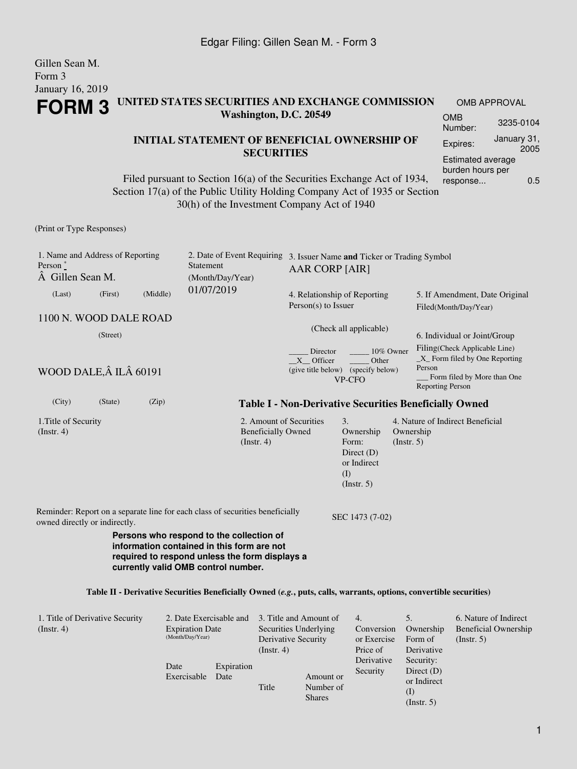Gillen Sean M.
Form 3
January 16, 2019

# FORM 3

**UNITED STATES SECURITIES AND EXCHANGE COMMISSION**
**Washington, D.C. 20549**

**INITIAL STATEMENT OF BENEFICIAL OWNERSHIP OF SECURITIES**

Filed pursuant to Section 16(a) of the Securities Exchange Act of 1934, Section 17(a) of the Public Utility Holding Company Act of 1935 or Section 30(h) of the Investment Company Act of 1940

| OMB APPROVAL | |
|---|---|
| OMB Number: | 3235-0104 |
| Expires: | January 31, 2005 |
| Estimated average burden hours per response... | 0.5 |

(Print or Type Responses)

| 1. Name and Address of Reporting Person * | 2. Date of Event Requiring Statement (Month/Day/Year) | 3. Issuer Name **and** Ticker or Trading Symbol |
|---|---|---|
| Â Gillen Sean M. (Last) (First) (Middle) | 01/07/2019 | AAR CORP [AIR] |
| 1100 N. WOOD DALE ROAD (Street) | | 4. Relationship of Reporting Person(s) to Issuer (Check all applicable) _____ Director _____ 10% Owner __X__ Officer (give title below) _____ Other (specify below) VP-CFO |
| WOOD DALE,Â ILÂ 60191 (City) (State) (Zip) | | 5. If Amendment, Date Original Filed(Month/Day/Year) |
| | | 6. Individual or Joint/Group Filing(Check Applicable Line) _X_ Form filed by One Reporting Person ___ Form filed by More than One Reporting Person |

**Table I - Non-Derivative Securities Beneficially Owned**

| 1.Title of Security (Instr. 4) | 2. Amount of Securities Beneficially Owned (Instr. 4) | 3. Ownership Form: Direct (D) or Indirect (I) (Instr. 5) | 4. Nature of Indirect Beneficial Ownership (Instr. 5) |
|---|---|---|---|

Reminder: Report on a separate line for each class of securities beneficially owned directly or indirectly.

SEC 1473 (7-02)

**Persons who respond to the collection of information contained in this form are not required to respond unless the form displays a currently valid OMB control number.**

**Table II - Derivative Securities Beneficially Owned (*e.g.*, puts, calls, warrants, options, convertible securities)**

| 1. Title of Derivative Security (Instr. 4) | 2. Date Exercisable and Expiration Date (Month/Day/Year) | | 3. Title and Amount of Securities Underlying Derivative Security (Instr. 4) | | 4. Conversion or Exercise Price of Derivative Security | 5. Ownership Form of Derivative Security: Direct (D) or Indirect (I) (Instr. 5) | 6. Nature of Indirect Beneficial Ownership (Instr. 5) |
|---|---|---|---|---|---|---|---|
| | Date Exercisable | Expiration Date | Title | Amount or Number of Shares | | | |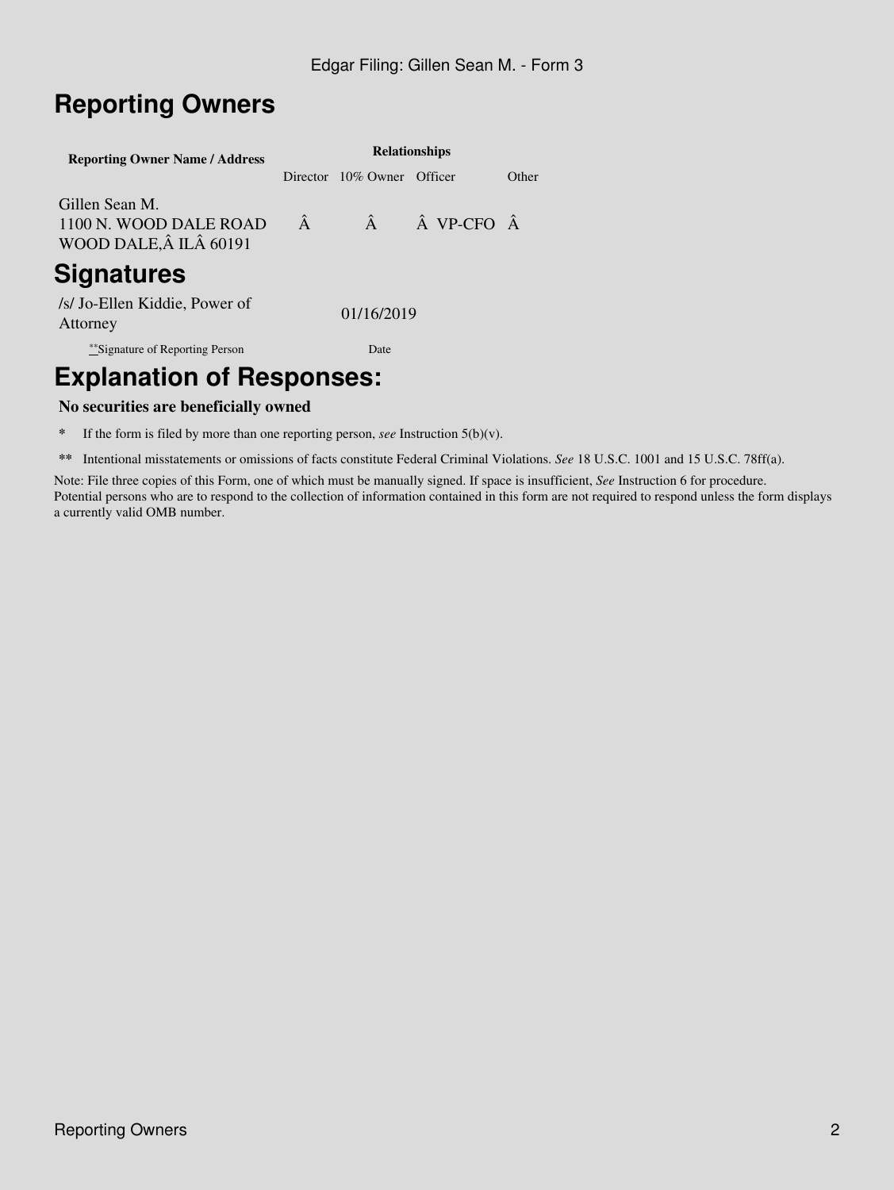# Reporting Owners

| Reporting Owner Name / Address | Relationships | | | |
|---|---|---|---|---|
| | Director | 10% Owner | Officer | Other |
| Gillen Sean M.<br>1100 N. WOOD DALE ROAD<br>WOOD DALE, IL 60191 | | | VP-CFO | |

# Signatures

| | |
|---|---|
| /s/ Jo-Ellen Kiddie, Power of Attorney | 01/16/2019 |
| **Signature of Reporting Person | Date |

# Explanation of Responses:

**No securities are beneficially owned**

\* If the form is filed by more than one reporting person, *see* Instruction 5(b)(v).

\*\* Intentional misstatements or omissions of facts constitute Federal Criminal Violations. *See* 18 U.S.C. 1001 and 15 U.S.C. 78ff(a).

Note: File three copies of this Form, one of which must be manually signed. If space is insufficient, *See* Instruction 6 for procedure.
Potential persons who are to respond to the collection of information contained in this form are not required to respond unless the form displays a currently valid OMB number.